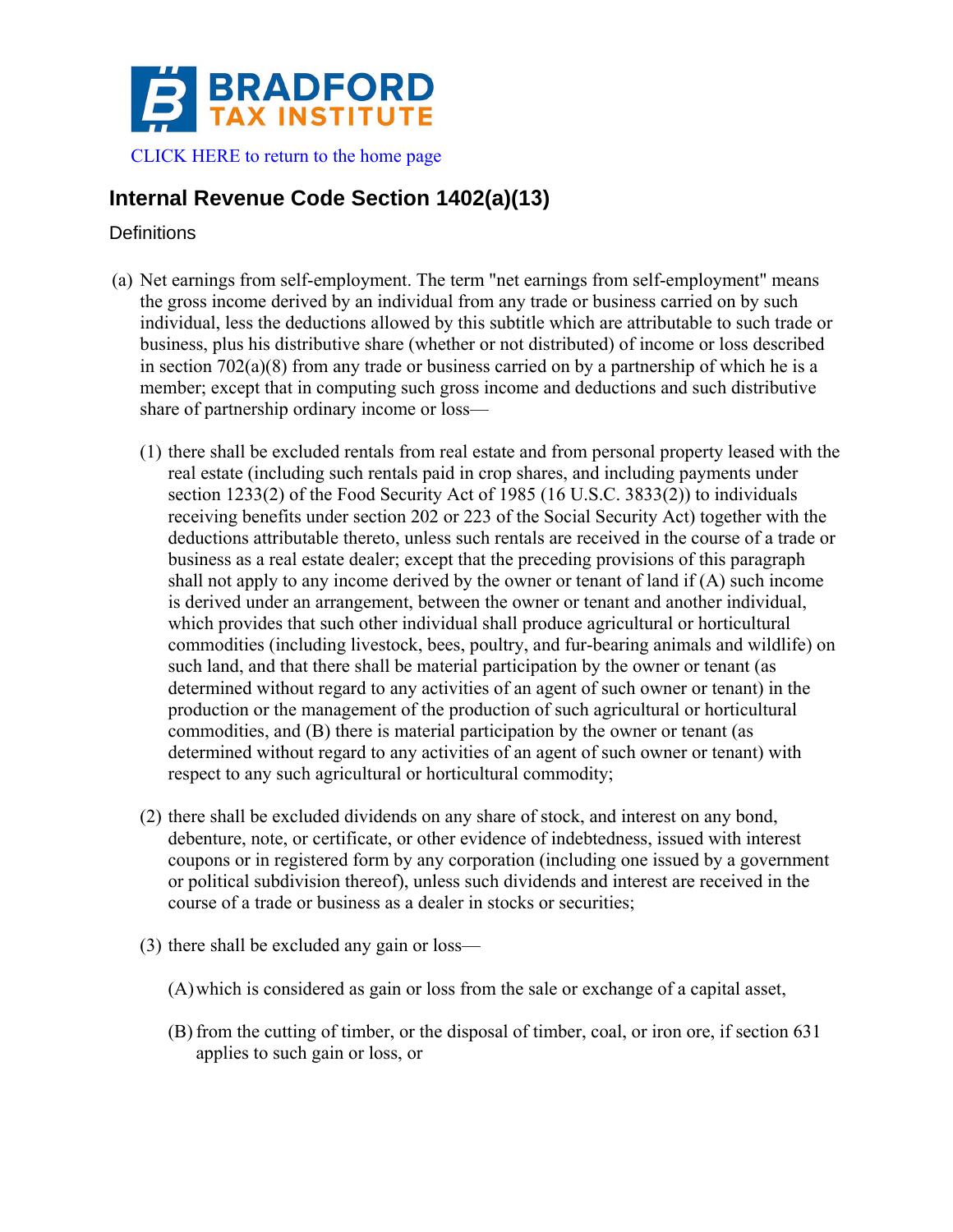BRADFORD TAX INSTITUTE

CLICK HERE to return to the home page

# Internal Revenue Code Section 1402(a)(13)

Definitions

(a) Net earnings from self-employment. The term "net earnings from self-employment" means the gross income derived by an individual from any trade or business carried on by such individual, less the deductions allowed by this subtitle which are attributable to such trade or business, plus his distributive share (whether or not distributed) of income or loss described in section 702(a)(8) from any trade or business carried on by a partnership of which he is a member; except that in computing such gross income and deductions and such distributive share of partnership ordinary income or loss—

(1) there shall be excluded rentals from real estate and from personal property leased with the real estate (including such rentals paid in crop shares, and including payments under section 1233(2) of the Food Security Act of 1985 (16 U.S.C. 3833(2)) to individuals receiving benefits under section 202 or 223 of the Social Security Act) together with the deductions attributable thereto, unless such rentals are received in the course of a trade or business as a real estate dealer; except that the preceding provisions of this paragraph shall not apply to any income derived by the owner or tenant of land if (A) such income is derived under an arrangement, between the owner or tenant and another individual, which provides that such other individual shall produce agricultural or horticultural commodities (including livestock, bees, poultry, and fur-bearing animals and wildlife) on such land, and that there shall be material participation by the owner or tenant (as determined without regard to any activities of an agent of such owner or tenant) in the production or the management of the production of such agricultural or horticultural commodities, and (B) there is material participation by the owner or tenant (as determined without regard to any activities of an agent of such owner or tenant) with respect to any such agricultural or horticultural commodity;

(2) there shall be excluded dividends on any share of stock, and interest on any bond, debenture, note, or certificate, or other evidence of indebtedness, issued with interest coupons or in registered form by any corporation (including one issued by a government or political subdivision thereof), unless such dividends and interest are received in the course of a trade or business as a dealer in stocks or securities;

(3) there shall be excluded any gain or loss—

(A) which is considered as gain or loss from the sale or exchange of a capital asset,

(B) from the cutting of timber, or the disposal of timber, coal, or iron ore, if section 631 applies to such gain or loss, or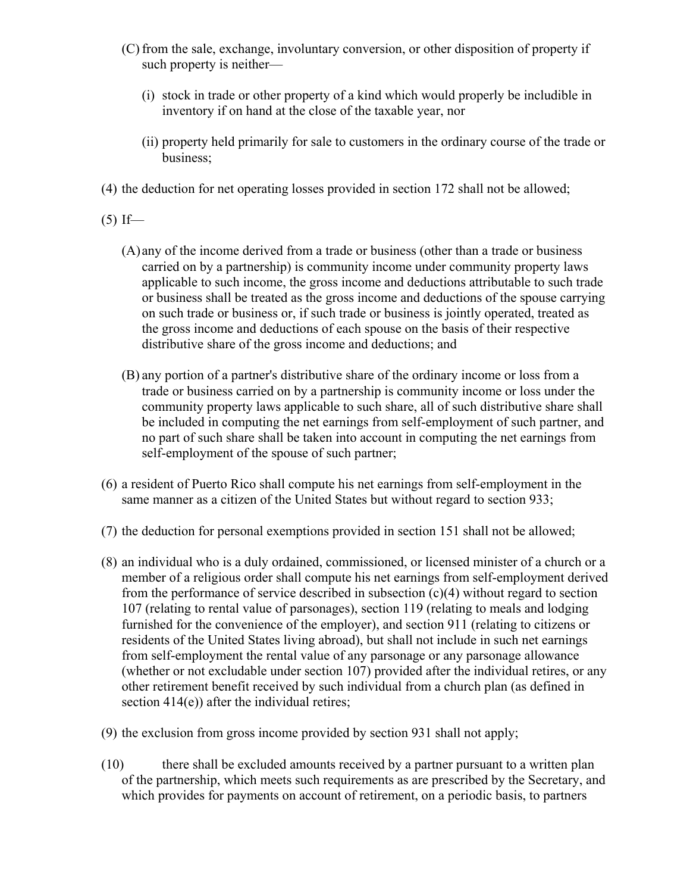(C) from the sale, exchange, involuntary conversion, or other disposition of property if such property is neither—

   (i) stock in trade or other property of a kind which would properly be includible in inventory if on hand at the close of the taxable year, nor

   (ii) property held primarily for sale to customers in the ordinary course of the trade or business;

(4) the deduction for net operating losses provided in section 172 shall not be allowed;

(5) If—

   (A) any of the income derived from a trade or business (other than a trade or business carried on by a partnership) is community income under community property laws applicable to such income, the gross income and deductions attributable to such trade or business shall be treated as the gross income and deductions of the spouse carrying on such trade or business or, if such trade or business is jointly operated, treated as the gross income and deductions of each spouse on the basis of their respective distributive share of the gross income and deductions; and

   (B) any portion of a partner's distributive share of the ordinary income or loss from a trade or business carried on by a partnership is community income or loss under the community property laws applicable to such share, all of such distributive share shall be included in computing the net earnings from self-employment of such partner, and no part of such share shall be taken into account in computing the net earnings from self-employment of the spouse of such partner;

(6) a resident of Puerto Rico shall compute his net earnings from self-employment in the same manner as a citizen of the United States but without regard to section 933;

(7) the deduction for personal exemptions provided in section 151 shall not be allowed;

(8) an individual who is a duly ordained, commissioned, or licensed minister of a church or a member of a religious order shall compute his net earnings from self-employment derived from the performance of service described in subsection (c)(4) without regard to section 107 (relating to rental value of parsonages), section 119 (relating to meals and lodging furnished for the convenience of the employer), and section 911 (relating to citizens or residents of the United States living abroad), but shall not include in such net earnings from self-employment the rental value of any parsonage or any parsonage allowance (whether or not excludable under section 107) provided after the individual retires, or any other retirement benefit received by such individual from a church plan (as defined in section 414(e)) after the individual retires;

(9) the exclusion from gross income provided by section 931 shall not apply;

(10) there shall be excluded amounts received by a partner pursuant to a written plan of the partnership, which meets such requirements as are prescribed by the Secretary, and which provides for payments on account of retirement, on a periodic basis, to partners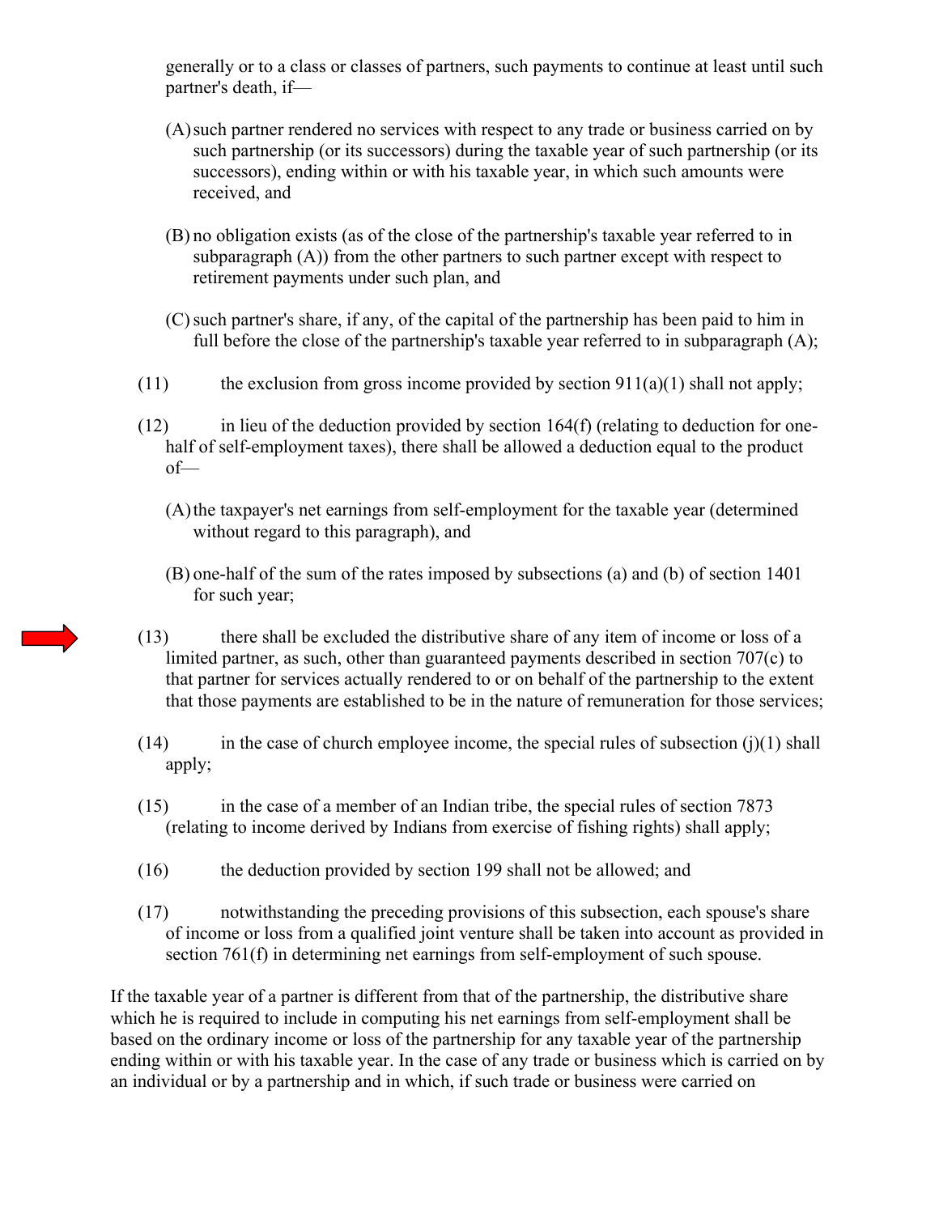generally or to a class or classes of partners, such payments to continue at least until such partner's death, if—

(A) such partner rendered no services with respect to any trade or business carried on by such partnership (or its successors) during the taxable year of such partnership (or its successors), ending within or with his taxable year, in which such amounts were received, and

(B) no obligation exists (as of the close of the partnership's taxable year referred to in subparagraph (A)) from the other partners to such partner except with respect to retirement payments under such plan, and

(C) such partner's share, if any, of the capital of the partnership has been paid to him in full before the close of the partnership's taxable year referred to in subparagraph (A);

(11) the exclusion from gross income provided by section 911(a)(1) shall not apply;

(12) in lieu of the deduction provided by section 164(f) (relating to deduction for one-half of self-employment taxes), there shall be allowed a deduction equal to the product of—

(A) the taxpayer's net earnings from self-employment for the taxable year (determined without regard to this paragraph), and

(B) one-half of the sum of the rates imposed by subsections (a) and (b) of section 1401 for such year;

(13) there shall be excluded the distributive share of any item of income or loss of a limited partner, as such, other than guaranteed payments described in section 707(c) to that partner for services actually rendered to or on behalf of the partnership to the extent that those payments are established to be in the nature of remuneration for those services;

(14) in the case of church employee income, the special rules of subsection (j)(1) shall apply;

(15) in the case of a member of an Indian tribe, the special rules of section 7873 (relating to income derived by Indians from exercise of fishing rights) shall apply;

(16) the deduction provided by section 199 shall not be allowed; and

(17) notwithstanding the preceding provisions of this subsection, each spouse's share of income or loss from a qualified joint venture shall be taken into account as provided in section 761(f) in determining net earnings from self-employment of such spouse.

If the taxable year of a partner is different from that of the partnership, the distributive share which he is required to include in computing his net earnings from self-employment shall be based on the ordinary income or loss of the partnership for any taxable year of the partnership ending within or with his taxable year. In the case of any trade or business which is carried on by an individual or by a partnership and in which, if such trade or business were carried on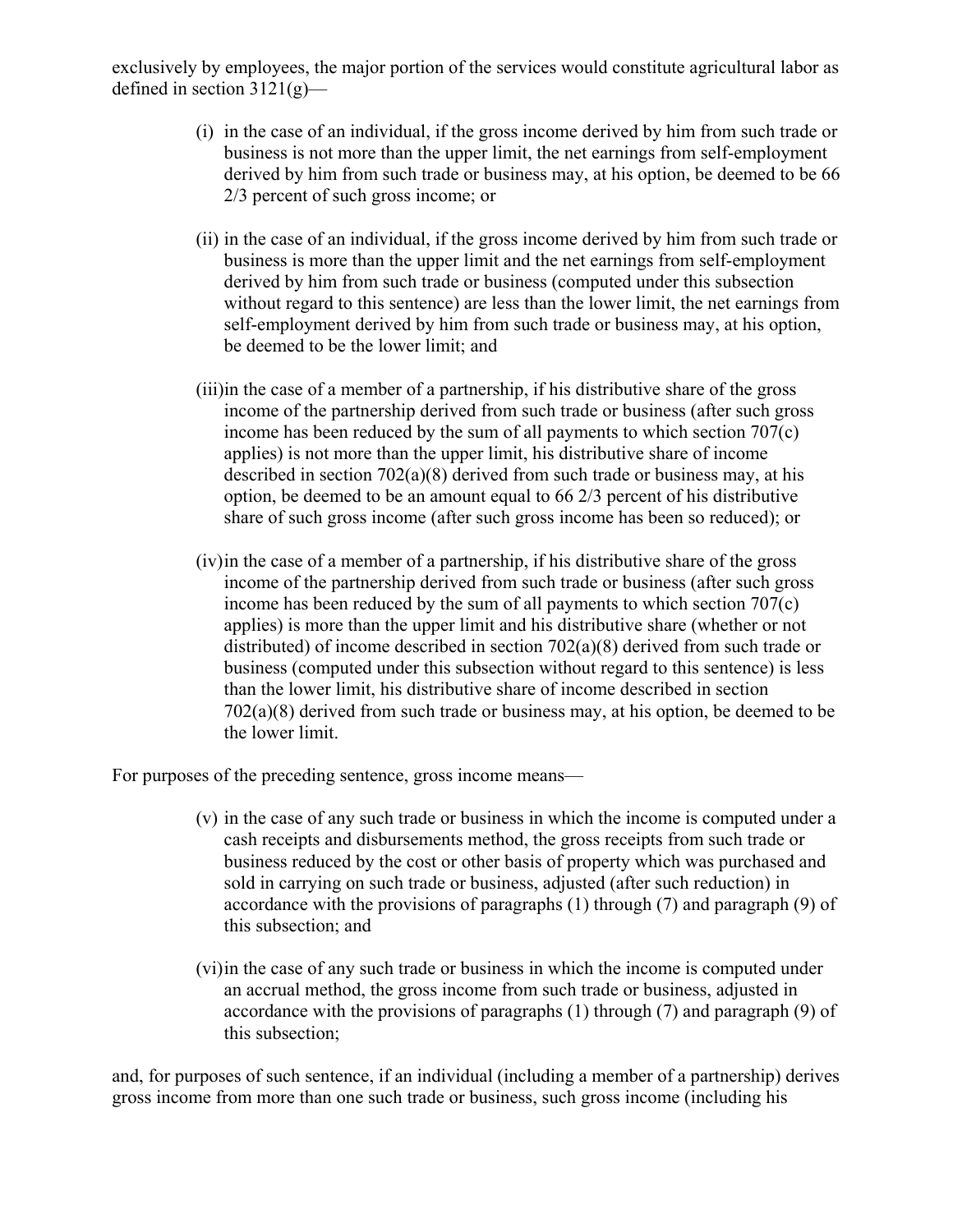exclusively by employees, the major portion of the services would constitute agricultural labor as defined in section 3121(g)—

- (i) in the case of an individual, if the gross income derived by him from such trade or business is not more than the upper limit, the net earnings from self-employment derived by him from such trade or business may, at his option, be deemed to be 66 2/3 percent of such gross income; or

- (ii) in the case of an individual, if the gross income derived by him from such trade or business is more than the upper limit and the net earnings from self-employment derived by him from such trade or business (computed under this subsection without regard to this sentence) are less than the lower limit, the net earnings from self-employment derived by him from such trade or business may, at his option, be deemed to be the lower limit; and

- (iii) in the case of a member of a partnership, if his distributive share of the gross income of the partnership derived from such trade or business (after such gross income has been reduced by the sum of all payments to which section 707(c) applies) is not more than the upper limit, his distributive share of income described in section 702(a)(8) derived from such trade or business may, at his option, be deemed to be an amount equal to 66 2/3 percent of his distributive share of such gross income (after such gross income has been so reduced); or

- (iv) in the case of a member of a partnership, if his distributive share of the gross income of the partnership derived from such trade or business (after such gross income has been reduced by the sum of all payments to which section 707(c) applies) is more than the upper limit and his distributive share (whether or not distributed) of income described in section 702(a)(8) derived from such trade or business (computed under this subsection without regard to this sentence) is less than the lower limit, his distributive share of income described in section 702(a)(8) derived from such trade or business may, at his option, be deemed to be the lower limit.

For purposes of the preceding sentence, gross income means—

- (v) in the case of any such trade or business in which the income is computed under a cash receipts and disbursements method, the gross receipts from such trade or business reduced by the cost or other basis of property which was purchased and sold in carrying on such trade or business, adjusted (after such reduction) in accordance with the provisions of paragraphs (1) through (7) and paragraph (9) of this subsection; and

- (vi) in the case of any such trade or business in which the income is computed under an accrual method, the gross income from such trade or business, adjusted in accordance with the provisions of paragraphs (1) through (7) and paragraph (9) of this subsection;

and, for purposes of such sentence, if an individual (including a member of a partnership) derives gross income from more than one such trade or business, such gross income (including his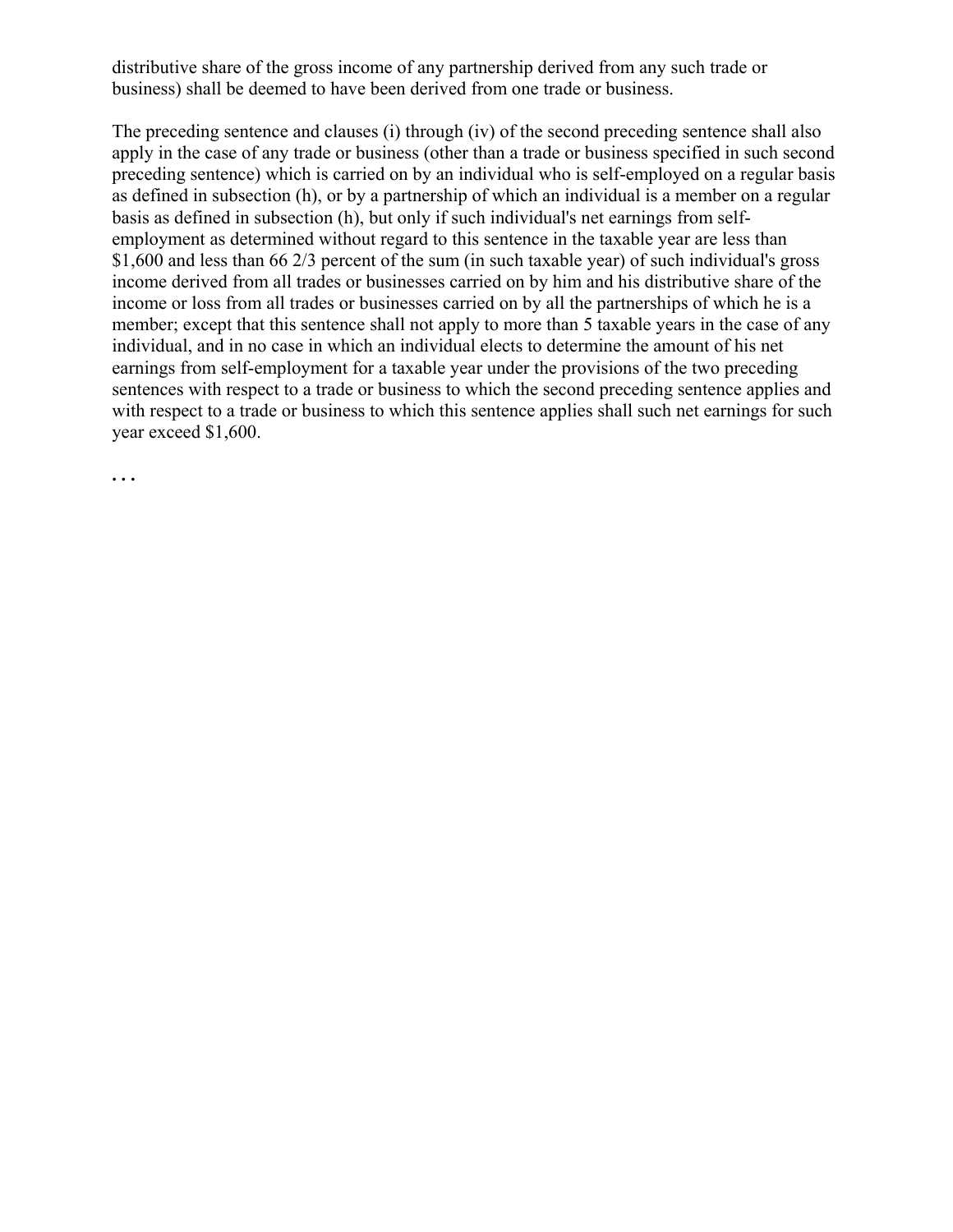distributive share of the gross income of any partnership derived from any such trade or business) shall be deemed to have been derived from one trade or business.

The preceding sentence and clauses (i) through (iv) of the second preceding sentence shall also apply in the case of any trade or business (other than a trade or business specified in such second preceding sentence) which is carried on by an individual who is self-employed on a regular basis as defined in subsection (h), or by a partnership of which an individual is a member on a regular basis as defined in subsection (h), but only if such individual's net earnings from self-employment as determined without regard to this sentence in the taxable year are less than $1,600 and less than 66 2/3 percent of the sum (in such taxable year) of such individual's gross income derived from all trades or businesses carried on by him and his distributive share of the income or loss from all trades or businesses carried on by all the partnerships of which he is a member; except that this sentence shall not apply to more than 5 taxable years in the case of any individual, and in no case in which an individual elects to determine the amount of his net earnings from self-employment for a taxable year under the provisions of the two preceding sentences with respect to a trade or business to which the second preceding sentence applies and with respect to a trade or business to which this sentence applies shall such net earnings for such year exceed $1,600.

. . .